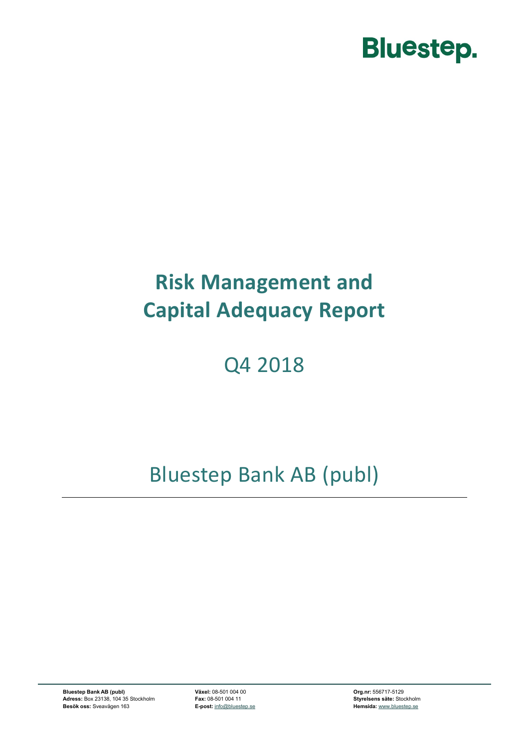Bluestep.

# Risk Management and Capital Adequacy Report

## Q4 2018

## Bluestep Bank AB (publ)

---

**Bluestep Bank AB (publ)**
**Adress:** Box 23138, 104 35 Stockholm
**Besök oss:** Sveavägen 163

**Växel:** 08-501 004 00
**Fax:** 08-501 004 11
**E-post:** info@bluestep.se

**Org.nr:** 556717-5129
**Styrelsens säte:** Stockholm
**Hemsida:** www.bluestep.se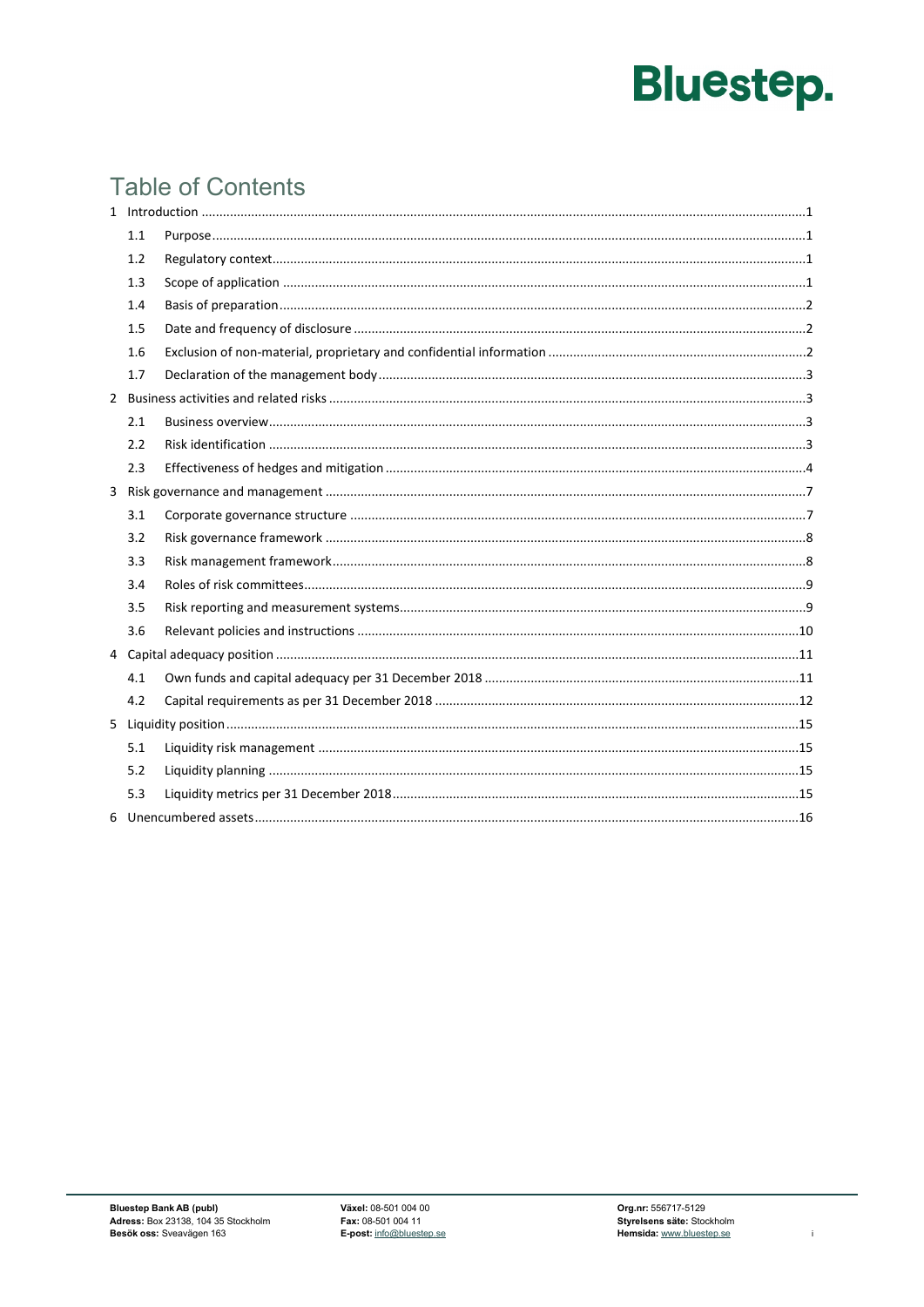# Table of Contents

- 1 Introduction ... 1
  - 1.1 Purpose ... 1
  - 1.2 Regulatory context ... 1
  - 1.3 Scope of application ... 1
  - 1.4 Basis of preparation ... 2
  - 1.5 Date and frequency of disclosure ... 2
  - 1.6 Exclusion of non-material, proprietary and confidential information ... 2
  - 1.7 Declaration of the management body ... 3
- 2 Business activities and related risks ... 3
  - 2.1 Business overview ... 3
  - 2.2 Risk identification ... 3
  - 2.3 Effectiveness of hedges and mitigation ... 4
- 3 Risk governance and management ... 7
  - 3.1 Corporate governance structure ... 7
  - 3.2 Risk governance framework ... 8
  - 3.3 Risk management framework ... 8
  - 3.4 Roles of risk committees ... 9
  - 3.5 Risk reporting and measurement systems ... 9
  - 3.6 Relevant policies and instructions ... 10
- 4 Capital adequacy position ... 11
  - 4.1 Own funds and capital adequacy per 31 December 2018 ... 11
  - 4.2 Capital requirements as per 31 December 2018 ... 12
- 5 Liquidity position ... 15
  - 5.1 Liquidity risk management ... 15
  - 5.2 Liquidity planning ... 15
  - 5.3 Liquidity metrics per 31 December 2018 ... 15
- 6 Unencumbered assets ... 16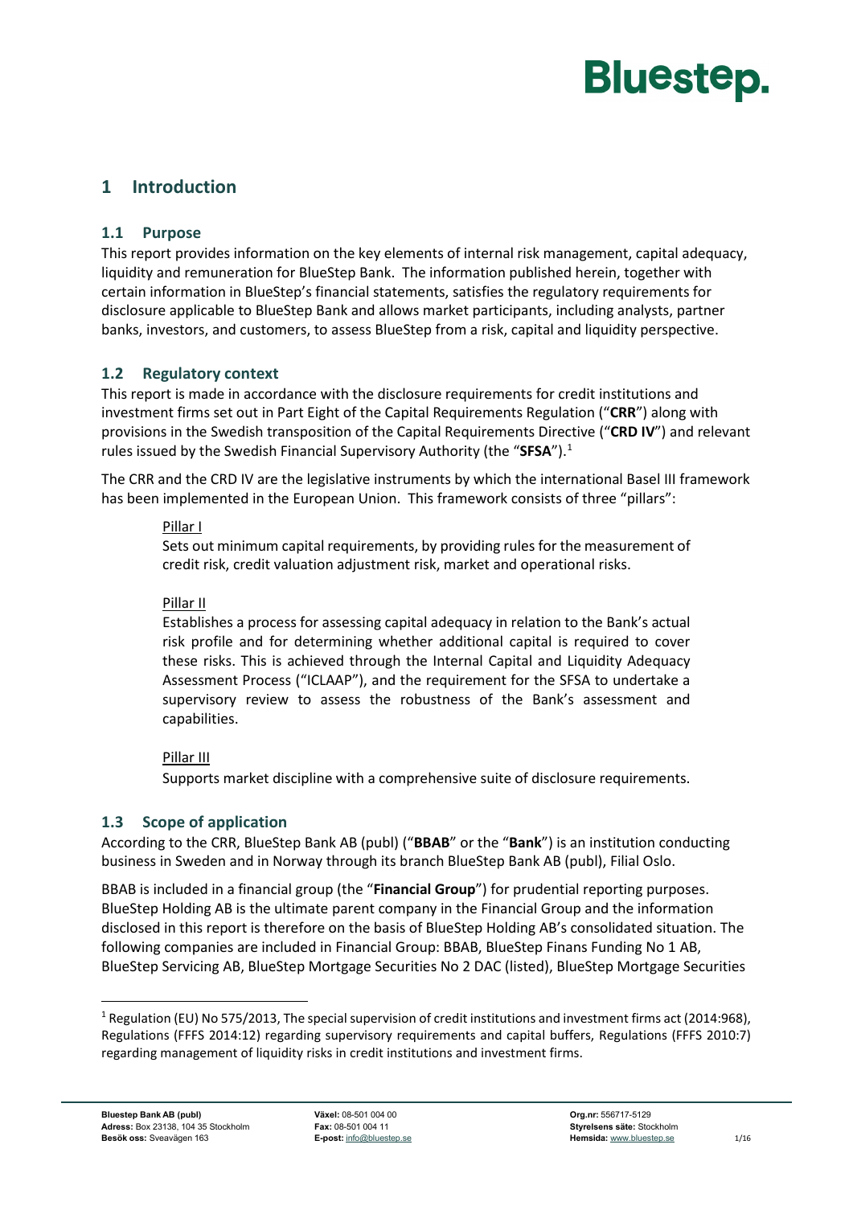# 1 Introduction

## 1.1 Purpose

This report provides information on the key elements of internal risk management, capital adequacy, liquidity and remuneration for BlueStep Bank. The information published herein, together with certain information in BlueStep's financial statements, satisfies the regulatory requirements for disclosure applicable to BlueStep Bank and allows market participants, including analysts, partner banks, investors, and customers, to assess BlueStep from a risk, capital and liquidity perspective.

## 1.2 Regulatory context

This report is made in accordance with the disclosure requirements for credit institutions and investment firms set out in Part Eight of the Capital Requirements Regulation ("**CRR**") along with provisions in the Swedish transposition of the Capital Requirements Directive ("**CRD IV**") and relevant rules issued by the Swedish Financial Supervisory Authority (the "**SFSA**").[1]

The CRR and the CRD IV are the legislative instruments by which the international Basel III framework has been implemented in the European Union. This framework consists of three "pillars":

Pillar I

Sets out minimum capital requirements, by providing rules for the measurement of credit risk, credit valuation adjustment risk, market and operational risks.

Pillar II

Establishes a process for assessing capital adequacy in relation to the Bank's actual risk profile and for determining whether additional capital is required to cover these risks. This is achieved through the Internal Capital and Liquidity Adequacy Assessment Process ("ICLAAP"), and the requirement for the SFSA to undertake a supervisory review to assess the robustness of the Bank's assessment and capabilities.

Pillar III

Supports market discipline with a comprehensive suite of disclosure requirements.

## 1.3 Scope of application

According to the CRR, BlueStep Bank AB (publ) ("**BBAB**" or the "**Bank**") is an institution conducting business in Sweden and in Norway through its branch BlueStep Bank AB (publ), Filial Oslo.

BBAB is included in a financial group (the "**Financial Group**") for prudential reporting purposes. BlueStep Holding AB is the ultimate parent company in the Financial Group and the information disclosed in this report is therefore on the basis of BlueStep Holding AB's consolidated situation. The following companies are included in Financial Group: BBAB, BlueStep Finans Funding No 1 AB, BlueStep Servicing AB, BlueStep Mortgage Securities No 2 DAC (listed), BlueStep Mortgage Securities

[1] Regulation (EU) No 575/2013, The special supervision of credit institutions and investment firms act (2014:968), Regulations (FFFS 2014:12) regarding supervisory requirements and capital buffers, Regulations (FFFS 2010:7) regarding management of liquidity risks in credit institutions and investment firms.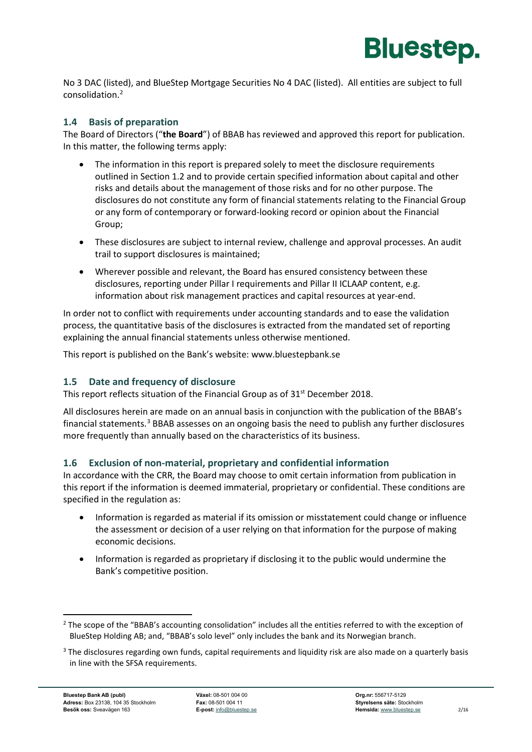No 3 DAC (listed), and BlueStep Mortgage Securities No 4 DAC (listed). All entities are subject to full consolidation.[2]

## 1.4 Basis of preparation

The Board of Directors ("**the Board**") of BBAB has reviewed and approved this report for publication. In this matter, the following terms apply:

- The information in this report is prepared solely to meet the disclosure requirements outlined in Section 1.2 and to provide certain specified information about capital and other risks and details about the management of those risks and for no other purpose. The disclosures do not constitute any form of financial statements relating to the Financial Group or any form of contemporary or forward-looking record or opinion about the Financial Group;
- These disclosures are subject to internal review, challenge and approval processes. An audit trail to support disclosures is maintained;
- Wherever possible and relevant, the Board has ensured consistency between these disclosures, reporting under Pillar I requirements and Pillar II ICLAAP content, e.g. information about risk management practices and capital resources at year-end.

In order not to conflict with requirements under accounting standards and to ease the validation process, the quantitative basis of the disclosures is extracted from the mandated set of reporting explaining the annual financial statements unless otherwise mentioned.

This report is published on the Bank's website: www.bluestepbank.se

## 1.5 Date and frequency of disclosure

This report reflects situation of the Financial Group as of 31st December 2018.

All disclosures herein are made on an annual basis in conjunction with the publication of the BBAB's financial statements.[3] BBAB assesses on an ongoing basis the need to publish any further disclosures more frequently than annually based on the characteristics of its business.

## 1.6 Exclusion of non-material, proprietary and confidential information

In accordance with the CRR, the Board may choose to omit certain information from publication in this report if the information is deemed immaterial, proprietary or confidential. These conditions are specified in the regulation as:

- Information is regarded as material if its omission or misstatement could change or influence the assessment or decision of a user relying on that information for the purpose of making economic decisions.
- Information is regarded as proprietary if disclosing it to the public would undermine the Bank's competitive position.

---

[2] The scope of the "BBAB's accounting consolidation" includes all the entities referred to with the exception of BlueStep Holding AB; and, "BBAB's solo level" only includes the bank and its Norwegian branch.

[3] The disclosures regarding own funds, capital requirements and liquidity risk are also made on a quarterly basis in line with the SFSA requirements.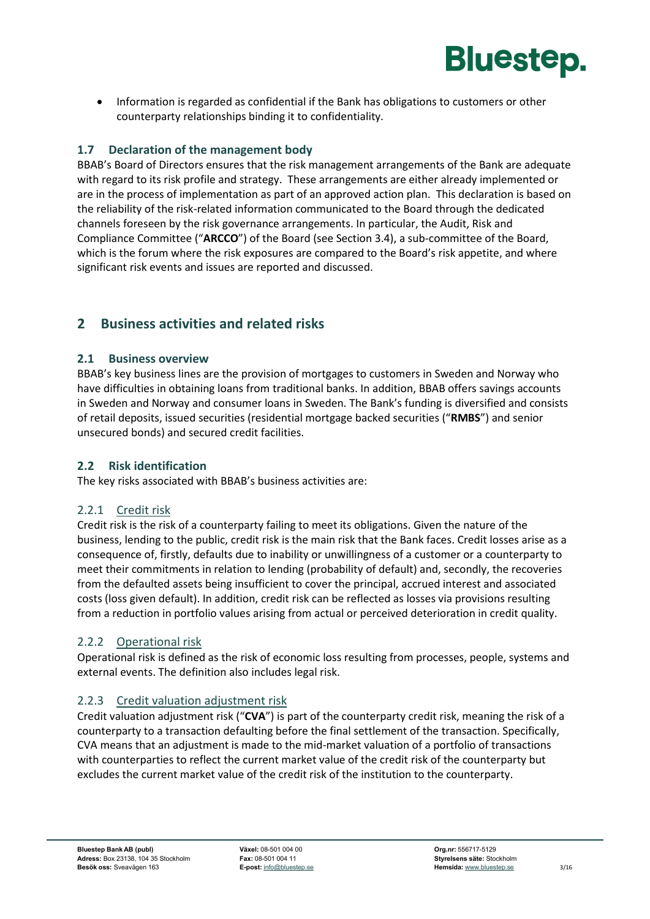- Information is regarded as confidential if the Bank has obligations to customers or other counterparty relationships binding it to confidentiality.

### 1.7 Declaration of the management body

BBAB's Board of Directors ensures that the risk management arrangements of the Bank are adequate with regard to its risk profile and strategy. These arrangements are either already implemented or are in the process of implementation as part of an approved action plan. This declaration is based on the reliability of the risk-related information communicated to the Board through the dedicated channels foreseen by the risk governance arrangements. In particular, the Audit, Risk and Compliance Committee ("**ARCCO**") of the Board (see Section 3.4), a sub-committee of the Board, which is the forum where the risk exposures are compared to the Board's risk appetite, and where significant risk events and issues are reported and discussed.

## 2 Business activities and related risks

### 2.1 Business overview

BBAB's key business lines are the provision of mortgages to customers in Sweden and Norway who have difficulties in obtaining loans from traditional banks. In addition, BBAB offers savings accounts in Sweden and Norway and consumer loans in Sweden. The Bank's funding is diversified and consists of retail deposits, issued securities (residential mortgage backed securities ("**RMBS**") and senior unsecured bonds) and secured credit facilities.

### 2.2 Risk identification

The key risks associated with BBAB's business activities are:

#### 2.2.1 Credit risk

Credit risk is the risk of a counterparty failing to meet its obligations. Given the nature of the business, lending to the public, credit risk is the main risk that the Bank faces. Credit losses arise as a consequence of, firstly, defaults due to inability or unwillingness of a customer or a counterparty to meet their commitments in relation to lending (probability of default) and, secondly, the recoveries from the defaulted assets being insufficient to cover the principal, accrued interest and associated costs (loss given default). In addition, credit risk can be reflected as losses via provisions resulting from a reduction in portfolio values arising from actual or perceived deterioration in credit quality.

#### 2.2.2 Operational risk

Operational risk is defined as the risk of economic loss resulting from processes, people, systems and external events. The definition also includes legal risk.

#### 2.2.3 Credit valuation adjustment risk

Credit valuation adjustment risk ("**CVA**") is part of the counterparty credit risk, meaning the risk of a counterparty to a transaction defaulting before the final settlement of the transaction. Specifically, CVA means that an adjustment is made to the mid-market valuation of a portfolio of transactions with counterparties to reflect the current market value of the credit risk of the counterparty but excludes the current market value of the credit risk of the institution to the counterparty.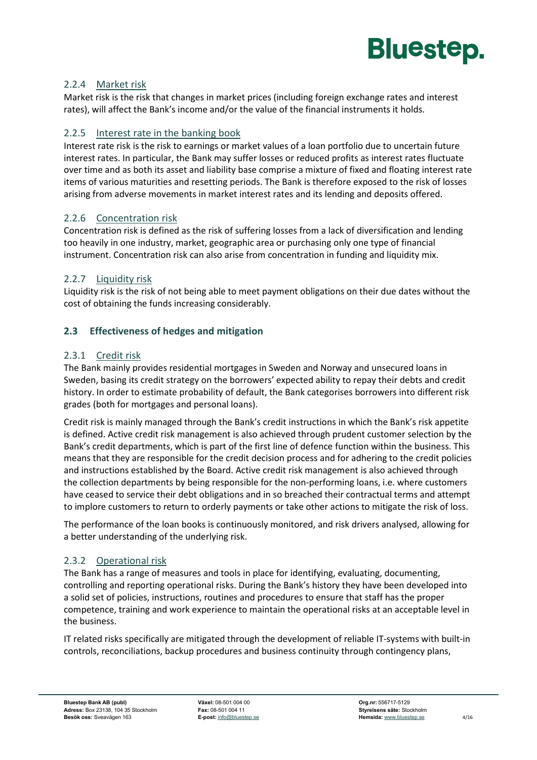#### 2.2.4 Market risk

Market risk is the risk that changes in market prices (including foreign exchange rates and interest rates), will affect the Bank's income and/or the value of the financial instruments it holds.

#### 2.2.5 Interest rate in the banking book

Interest rate risk is the risk to earnings or market values of a loan portfolio due to uncertain future interest rates. In particular, the Bank may suffer losses or reduced profits as interest rates fluctuate over time and as both its asset and liability base comprise a mixture of fixed and floating interest rate items of various maturities and resetting periods. The Bank is therefore exposed to the risk of losses arising from adverse movements in market interest rates and its lending and deposits offered.

#### 2.2.6 Concentration risk

Concentration risk is defined as the risk of suffering losses from a lack of diversification and lending too heavily in one industry, market, geographic area or purchasing only one type of financial instrument. Concentration risk can also arise from concentration in funding and liquidity mix.

#### 2.2.7 Liquidity risk

Liquidity risk is the risk of not being able to meet payment obligations on their due dates without the cost of obtaining the funds increasing considerably.

### 2.3 Effectiveness of hedges and mitigation

#### 2.3.1 Credit risk

The Bank mainly provides residential mortgages in Sweden and Norway and unsecured loans in Sweden, basing its credit strategy on the borrowers' expected ability to repay their debts and credit history. In order to estimate probability of default, the Bank categorises borrowers into different risk grades (both for mortgages and personal loans).

Credit risk is mainly managed through the Bank's credit instructions in which the Bank's risk appetite is defined. Active credit risk management is also achieved through prudent customer selection by the Bank's credit departments, which is part of the first line of defence function within the business. This means that they are responsible for the credit decision process and for adhering to the credit policies and instructions established by the Board. Active credit risk management is also achieved through the collection departments by being responsible for the non-performing loans, i.e. where customers have ceased to service their debt obligations and in so breached their contractual terms and attempt to implore customers to return to orderly payments or take other actions to mitigate the risk of loss.

The performance of the loan books is continuously monitored, and risk drivers analysed, allowing for a better understanding of the underlying risk.

#### 2.3.2 Operational risk

The Bank has a range of measures and tools in place for identifying, evaluating, documenting, controlling and reporting operational risks. During the Bank's history they have been developed into a solid set of policies, instructions, routines and procedures to ensure that staff has the proper competence, training and work experience to maintain the operational risks at an acceptable level in the business.

IT related risks specifically are mitigated through the development of reliable IT-systems with built-in controls, reconciliations, backup procedures and business continuity through contingency plans,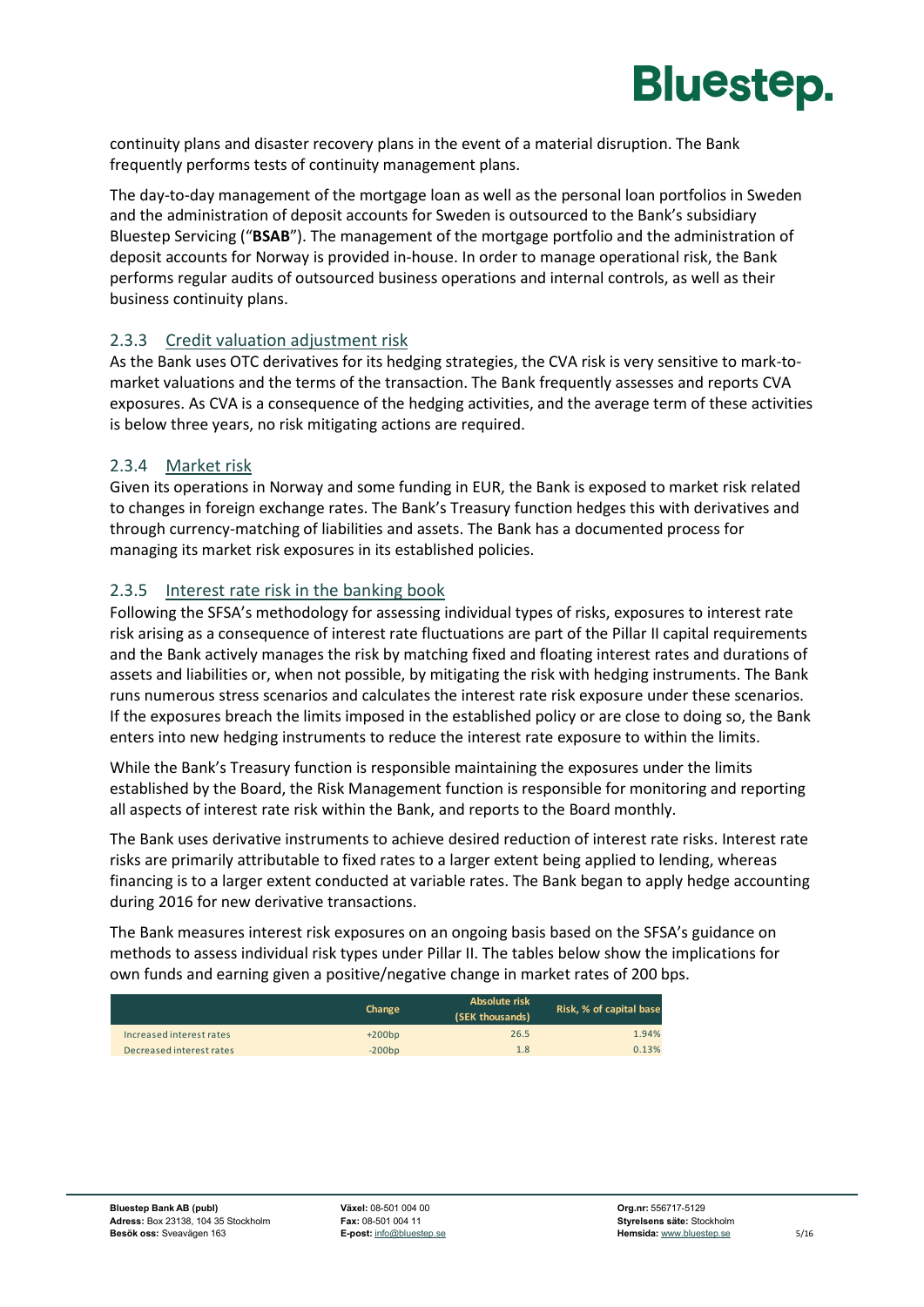continuity plans and disaster recovery plans in the event of a material disruption. The Bank frequently performs tests of continuity management plans.

The day-to-day management of the mortgage loan as well as the personal loan portfolios in Sweden and the administration of deposit accounts for Sweden is outsourced to the Bank's subsidiary Bluestep Servicing ("**BSAB**"). The management of the mortgage portfolio and the administration of deposit accounts for Norway is provided in-house. In order to manage operational risk, the Bank performs regular audits of outsourced business operations and internal controls, as well as their business continuity plans.

### 2.3.3 Credit valuation adjustment risk

As the Bank uses OTC derivatives for its hedging strategies, the CVA risk is very sensitive to mark-to-market valuations and the terms of the transaction. The Bank frequently assesses and reports CVA exposures. As CVA is a consequence of the hedging activities, and the average term of these activities is below three years, no risk mitigating actions are required.

### 2.3.4 Market risk

Given its operations in Norway and some funding in EUR, the Bank is exposed to market risk related to changes in foreign exchange rates. The Bank's Treasury function hedges this with derivatives and through currency-matching of liabilities and assets. The Bank has a documented process for managing its market risk exposures in its established policies.

### 2.3.5 Interest rate risk in the banking book

Following the SFSA's methodology for assessing individual types of risks, exposures to interest rate risk arising as a consequence of interest rate fluctuations are part of the Pillar II capital requirements and the Bank actively manages the risk by matching fixed and floating interest rates and durations of assets and liabilities or, when not possible, by mitigating the risk with hedging instruments. The Bank runs numerous stress scenarios and calculates the interest rate risk exposure under these scenarios. If the exposures breach the limits imposed in the established policy or are close to doing so, the Bank enters into new hedging instruments to reduce the interest rate exposure to within the limits.

While the Bank's Treasury function is responsible maintaining the exposures under the limits established by the Board, the Risk Management function is responsible for monitoring and reporting all aspects of interest rate risk within the Bank, and reports to the Board monthly.

The Bank uses derivative instruments to achieve desired reduction of interest rate risks. Interest rate risks are primarily attributable to fixed rates to a larger extent being applied to lending, whereas financing is to a larger extent conducted at variable rates. The Bank began to apply hedge accounting during 2016 for new derivative transactions.

The Bank measures interest risk exposures on an ongoing basis based on the SFSA's guidance on methods to assess individual risk types under Pillar II. The tables below show the implications for own funds and earning given a positive/negative change in market rates of 200 bps.

| | Change | Absolute risk (SEK thousands) | Risk, % of capital base |
|---|---|---|---|
| Increased interest rates | +200bp | 26.5 | 1.94% |
| Decreased interest rates | -200bp | 1.8 | 0.13% |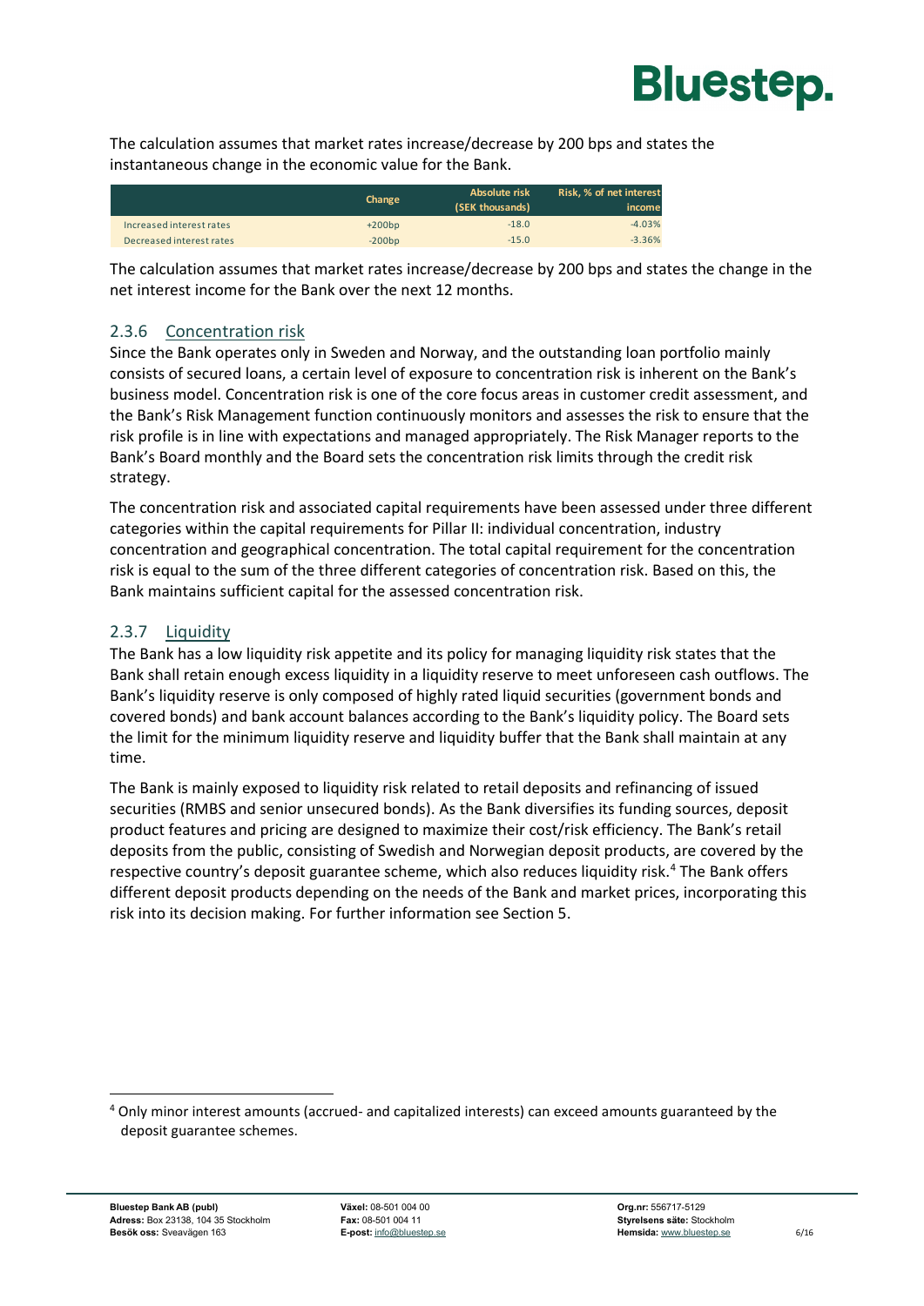The calculation assumes that market rates increase/decrease by 200 bps and states the instantaneous change in the economic value for the Bank.

| | Change | Absolute risk (SEK thousands) | Risk, % of net interest income |
|---|---|---|---|
| Increased interest rates | +200bp | -18.0 | -4.03% |
| Decreased interest rates | -200bp | -15.0 | -3.36% |

The calculation assumes that market rates increase/decrease by 200 bps and states the change in the net interest income for the Bank over the next 12 months.

### 2.3.6 Concentration risk

Since the Bank operates only in Sweden and Norway, and the outstanding loan portfolio mainly consists of secured loans, a certain level of exposure to concentration risk is inherent on the Bank's business model. Concentration risk is one of the core focus areas in customer credit assessment, and the Bank's Risk Management function continuously monitors and assesses the risk to ensure that the risk profile is in line with expectations and managed appropriately. The Risk Manager reports to the Bank's Board monthly and the Board sets the concentration risk limits through the credit risk strategy.

The concentration risk and associated capital requirements have been assessed under three different categories within the capital requirements for Pillar II: individual concentration, industry concentration and geographical concentration. The total capital requirement for the concentration risk is equal to the sum of the three different categories of concentration risk. Based on this, the Bank maintains sufficient capital for the assessed concentration risk.

### 2.3.7 Liquidity

The Bank has a low liquidity risk appetite and its policy for managing liquidity risk states that the Bank shall retain enough excess liquidity in a liquidity reserve to meet unforeseen cash outflows. The Bank's liquidity reserve is only composed of highly rated liquid securities (government bonds and covered bonds) and bank account balances according to the Bank's liquidity policy. The Board sets the limit for the minimum liquidity reserve and liquidity buffer that the Bank shall maintain at any time.

The Bank is mainly exposed to liquidity risk related to retail deposits and refinancing of issued securities (RMBS and senior unsecured bonds). As the Bank diversifies its funding sources, deposit product features and pricing are designed to maximize their cost/risk efficiency. The Bank's retail deposits from the public, consisting of Swedish and Norwegian deposit products, are covered by the respective country's deposit guarantee scheme, which also reduces liquidity risk.[4] The Bank offers different deposit products depending on the needs of the Bank and market prices, incorporating this risk into its decision making. For further information see Section 5.

[4] Only minor interest amounts (accrued- and capitalized interests) can exceed amounts guaranteed by the deposit guarantee schemes.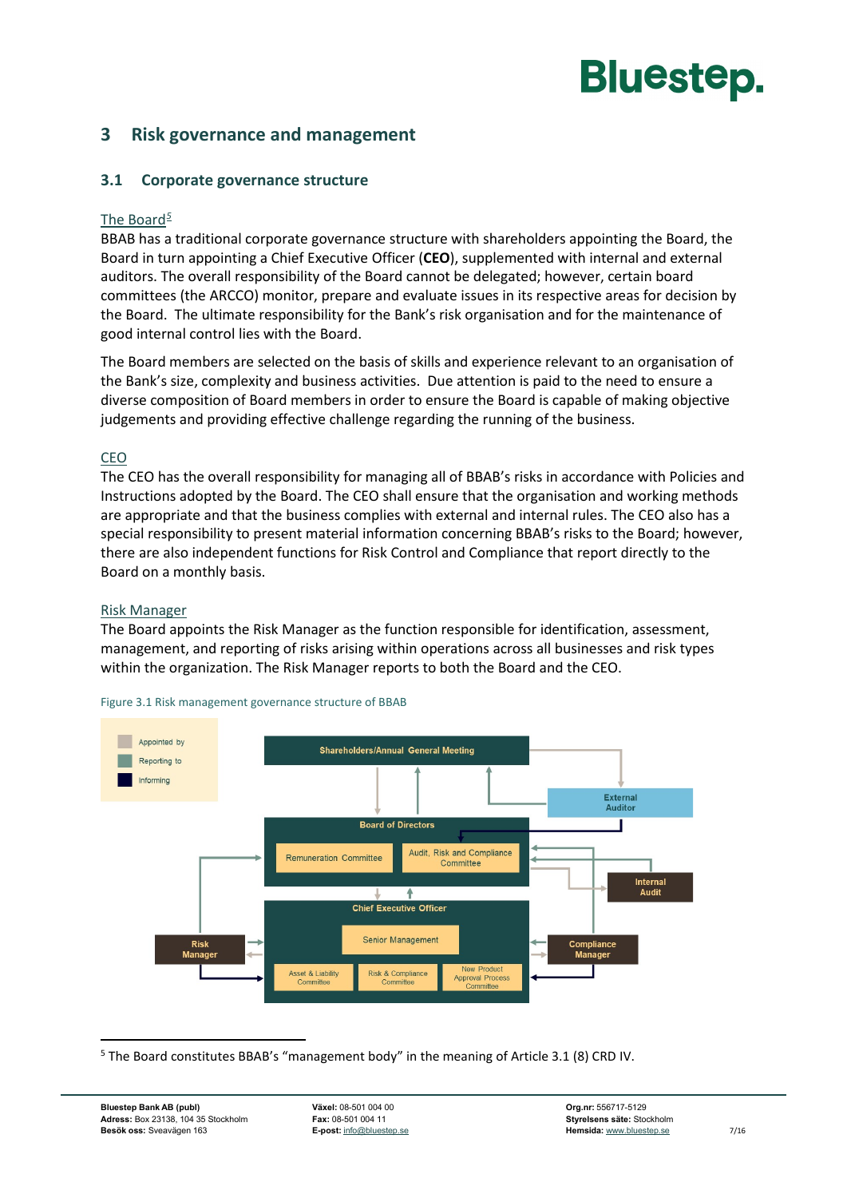## 3 Risk governance and management

### 3.1 Corporate governance structure

The Board[5]

BBAB has a traditional corporate governance structure with shareholders appointing the Board, the Board in turn appointing a Chief Executive Officer (**CEO**), supplemented with internal and external auditors. The overall responsibility of the Board cannot be delegated; however, certain board committees (the ARCCO) monitor, prepare and evaluate issues in its respective areas for decision by the Board. The ultimate responsibility for the Bank's risk organisation and for the maintenance of good internal control lies with the Board.

The Board members are selected on the basis of skills and experience relevant to an organisation of the Bank's size, complexity and business activities. Due attention is paid to the need to ensure a diverse composition of Board members in order to ensure the Board is capable of making objective judgements and providing effective challenge regarding the running of the business.

CEO

The CEO has the overall responsibility for managing all of BBAB's risks in accordance with Policies and Instructions adopted by the Board. The CEO shall ensure that the organisation and working methods are appropriate and that the business complies with external and internal rules. The CEO also has a special responsibility to present material information concerning BBAB's risks to the Board; however, there are also independent functions for Risk Control and Compliance that report directly to the Board on a monthly basis.

Risk Manager

The Board appoints the Risk Manager as the function responsible for identification, assessment, management, and reporting of risks arising within operations across all businesses and risk types within the organization. The Risk Manager reports to both the Board and the CEO.

Figure 3.1 Risk management governance structure of BBAB

Appointed by
Reporting to
Informing

Shareholders/Annual General Meeting

External Auditor

Board of Directors

Remuneration Committee

Audit, Risk and Compliance Committee

Internal Audit

Chief Executive Officer

Senior Management

Risk Manager

Compliance Manager

Asset & Liability Committee

Risk & Compliance Committee

New Product Approval Process Committee

[5] The Board constitutes BBAB's "management body" in the meaning of Article 3.1 (8) CRD IV.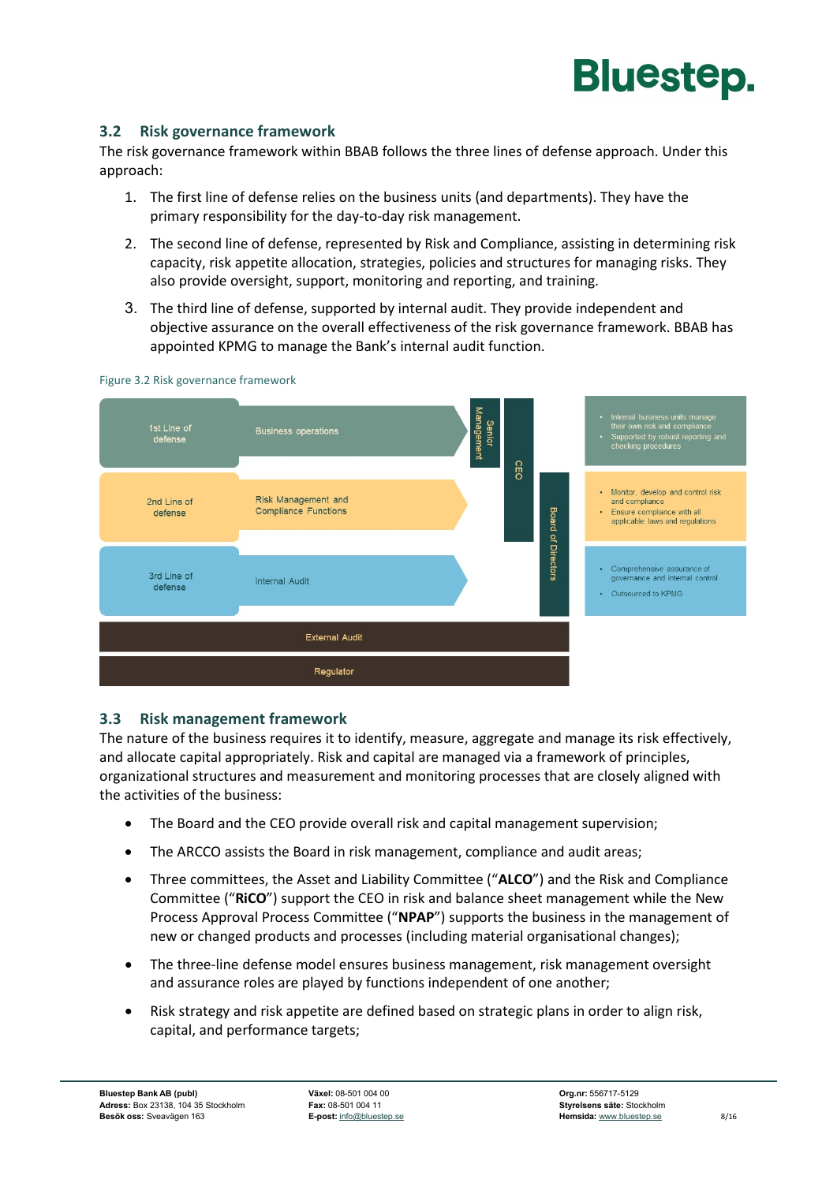## 3.2 Risk governance framework

The risk governance framework within BBAB follows the three lines of defense approach. Under this approach:

1. The first line of defense relies on the business units (and departments). They have the primary responsibility for the day-to-day risk management.
2. The second line of defense, represented by Risk and Compliance, assisting in determining risk capacity, risk appetite allocation, strategies, policies and structures for managing risks. They also provide oversight, support, monitoring and reporting, and training.
3. The third line of defense, supported by internal audit. They provide independent and objective assurance on the overall effectiveness of the risk governance framework. BBAB has appointed KPMG to manage the Bank's internal audit function.

Figure 3.2 Risk governance framework

| Line | Function | Reporting | Description |
|---|---|---|---|
| 1st Line of defense | Business operations | Senior Management, CEO | • Internal business units manage their own risk and compliance<br>• Supported by robust reporting and checking procedures |
| 2nd Line of defense | Risk Management and Compliance Functions | CEO, Board of Directors | • Monitor, develop and control risk and compliance<br>• Ensure compliance with all applicable laws and regulations |
| 3rd Line of defense | Internal Audit | Board of Directors | • Comprehensive assurance of governance and internal control<br>• Outsourced to KPMG |
| External Audit | | | |
| Regulator | | | |

## 3.3 Risk management framework

The nature of the business requires it to identify, measure, aggregate and manage its risk effectively, and allocate capital appropriately. Risk and capital are managed via a framework of principles, organizational structures and measurement and monitoring processes that are closely aligned with the activities of the business:

- The Board and the CEO provide overall risk and capital management supervision;
- The ARCCO assists the Board in risk management, compliance and audit areas;
- Three committees, the Asset and Liability Committee ("**ALCO**") and the Risk and Compliance Committee ("**RiCO**") support the CEO in risk and balance sheet management while the New Process Approval Process Committee ("**NPAP**") supports the business in the management of new or changed products and processes (including material organisational changes);
- The three-line defense model ensures business management, risk management oversight and assurance roles are played by functions independent of one another;
- Risk strategy and risk appetite are defined based on strategic plans in order to align risk, capital, and performance targets;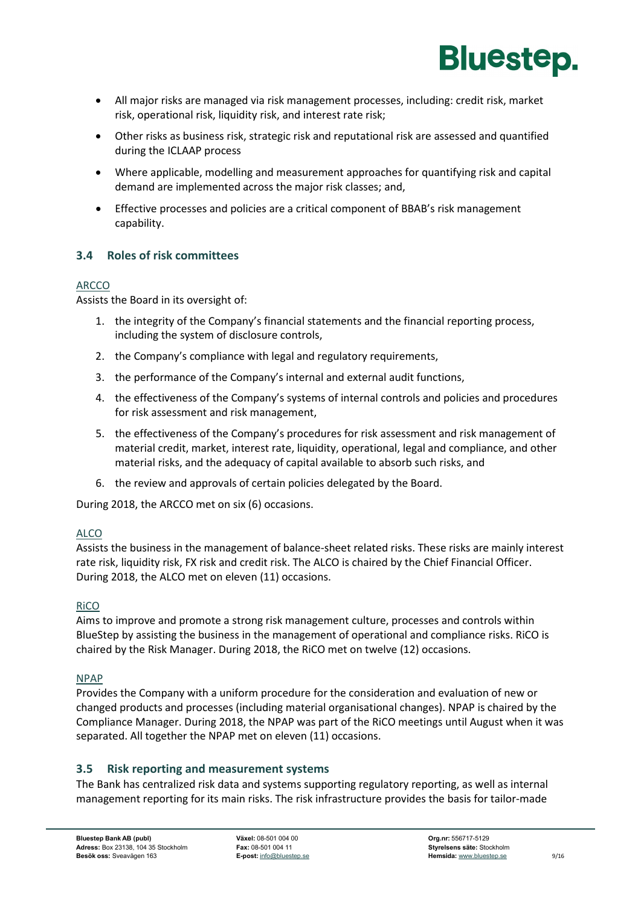- All major risks are managed via risk management processes, including: credit risk, market risk, operational risk, liquidity risk, and interest rate risk;
- Other risks as business risk, strategic risk and reputational risk are assessed and quantified during the ICLAAP process
- Where applicable, modelling and measurement approaches for quantifying risk and capital demand are implemented across the major risk classes; and,
- Effective processes and policies are a critical component of BBAB's risk management capability.

## 3.4 Roles of risk committees

ARCCO

Assists the Board in its oversight of:

1. the integrity of the Company's financial statements and the financial reporting process, including the system of disclosure controls,
2. the Company's compliance with legal and regulatory requirements,
3. the performance of the Company's internal and external audit functions,
4. the effectiveness of the Company's systems of internal controls and policies and procedures for risk assessment and risk management,
5. the effectiveness of the Company's procedures for risk assessment and risk management of material credit, market, interest rate, liquidity, operational, legal and compliance, and other material risks, and the adequacy of capital available to absorb such risks, and
6. the review and approvals of certain policies delegated by the Board.

During 2018, the ARCCO met on six (6) occasions.

ALCO

Assists the business in the management of balance-sheet related risks. These risks are mainly interest rate risk, liquidity risk, FX risk and credit risk. The ALCO is chaired by the Chief Financial Officer. During 2018, the ALCO met on eleven (11) occasions.

RiCO

Aims to improve and promote a strong risk management culture, processes and controls within BlueStep by assisting the business in the management of operational and compliance risks. RiCO is chaired by the Risk Manager. During 2018, the RiCO met on twelve (12) occasions.

NPAP

Provides the Company with a uniform procedure for the consideration and evaluation of new or changed products and processes (including material organisational changes). NPAP is chaired by the Compliance Manager. During 2018, the NPAP was part of the RiCO meetings until August when it was separated. All together the NPAP met on eleven (11) occasions.

## 3.5 Risk reporting and measurement systems

The Bank has centralized risk data and systems supporting regulatory reporting, as well as internal management reporting for its main risks. The risk infrastructure provides the basis for tailor-made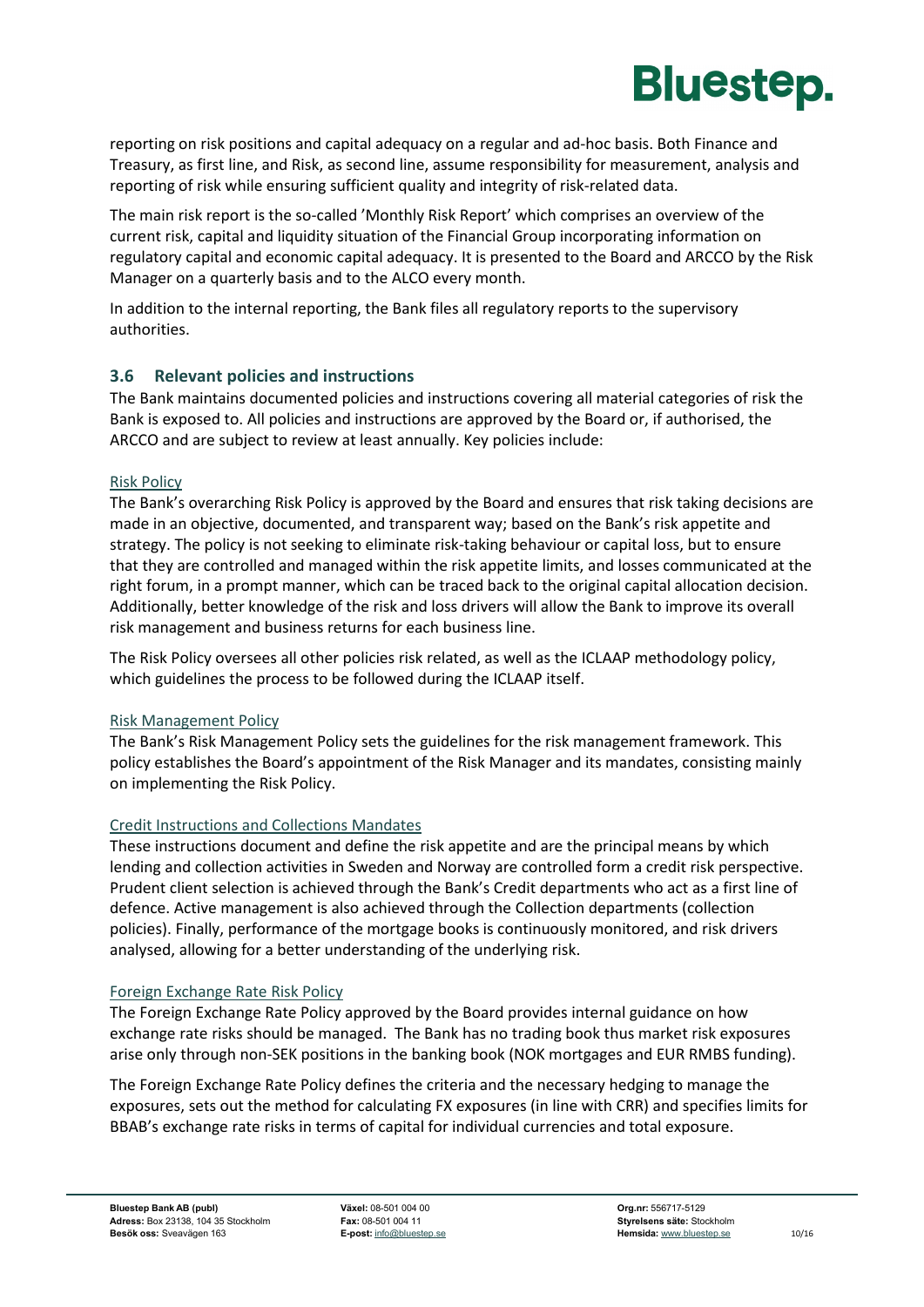reporting on risk positions and capital adequacy on a regular and ad-hoc basis. Both Finance and Treasury, as first line, and Risk, as second line, assume responsibility for measurement, analysis and reporting of risk while ensuring sufficient quality and integrity of risk-related data.

The main risk report is the so-called 'Monthly Risk Report' which comprises an overview of the current risk, capital and liquidity situation of the Financial Group incorporating information on regulatory capital and economic capital adequacy. It is presented to the Board and ARCCO by the Risk Manager on a quarterly basis and to the ALCO every month.

In addition to the internal reporting, the Bank files all regulatory reports to the supervisory authorities.

### 3.6 Relevant policies and instructions

The Bank maintains documented policies and instructions covering all material categories of risk the Bank is exposed to. All policies and instructions are approved by the Board or, if authorised, the ARCCO and are subject to review at least annually. Key policies include:

Risk Policy

The Bank's overarching Risk Policy is approved by the Board and ensures that risk taking decisions are made in an objective, documented, and transparent way; based on the Bank's risk appetite and strategy. The policy is not seeking to eliminate risk-taking behaviour or capital loss, but to ensure that they are controlled and managed within the risk appetite limits, and losses communicated at the right forum, in a prompt manner, which can be traced back to the original capital allocation decision. Additionally, better knowledge of the risk and loss drivers will allow the Bank to improve its overall risk management and business returns for each business line.

The Risk Policy oversees all other policies risk related, as well as the ICLAAP methodology policy, which guidelines the process to be followed during the ICLAAP itself.

Risk Management Policy

The Bank's Risk Management Policy sets the guidelines for the risk management framework. This policy establishes the Board's appointment of the Risk Manager and its mandates, consisting mainly on implementing the Risk Policy.

Credit Instructions and Collections Mandates

These instructions document and define the risk appetite and are the principal means by which lending and collection activities in Sweden and Norway are controlled form a credit risk perspective. Prudent client selection is achieved through the Bank's Credit departments who act as a first line of defence. Active management is also achieved through the Collection departments (collection policies). Finally, performance of the mortgage books is continuously monitored, and risk drivers analysed, allowing for a better understanding of the underlying risk.

Foreign Exchange Rate Risk Policy

The Foreign Exchange Rate Policy approved by the Board provides internal guidance on how exchange rate risks should be managed. The Bank has no trading book thus market risk exposures arise only through non-SEK positions in the banking book (NOK mortgages and EUR RMBS funding).

The Foreign Exchange Rate Policy defines the criteria and the necessary hedging to manage the exposures, sets out the method for calculating FX exposures (in line with CRR) and specifies limits for BBAB's exchange rate risks in terms of capital for individual currencies and total exposure.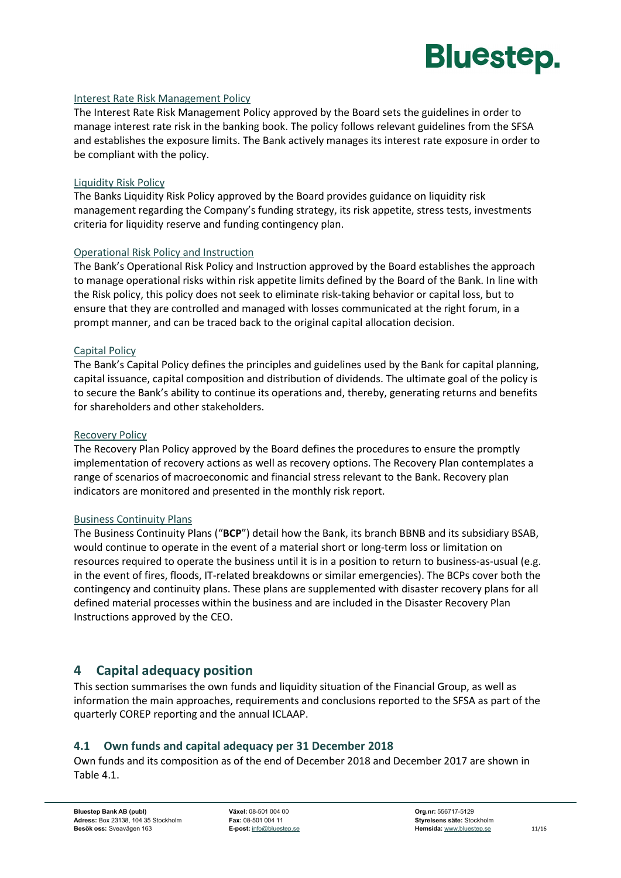Interest Rate Risk Management Policy

The Interest Rate Risk Management Policy approved by the Board sets the guidelines in order to manage interest rate risk in the banking book. The policy follows relevant guidelines from the SFSA and establishes the exposure limits. The Bank actively manages its interest rate exposure in order to be compliant with the policy.

Liquidity Risk Policy

The Banks Liquidity Risk Policy approved by the Board provides guidance on liquidity risk management regarding the Company's funding strategy, its risk appetite, stress tests, investments criteria for liquidity reserve and funding contingency plan.

Operational Risk Policy and Instruction

The Bank's Operational Risk Policy and Instruction approved by the Board establishes the approach to manage operational risks within risk appetite limits defined by the Board of the Bank. In line with the Risk policy, this policy does not seek to eliminate risk-taking behavior or capital loss, but to ensure that they are controlled and managed with losses communicated at the right forum, in a prompt manner, and can be traced back to the original capital allocation decision.

Capital Policy

The Bank's Capital Policy defines the principles and guidelines used by the Bank for capital planning, capital issuance, capital composition and distribution of dividends. The ultimate goal of the policy is to secure the Bank's ability to continue its operations and, thereby, generating returns and benefits for shareholders and other stakeholders.

Recovery Policy

The Recovery Plan Policy approved by the Board defines the procedures to ensure the promptly implementation of recovery actions as well as recovery options. The Recovery Plan contemplates a range of scenarios of macroeconomic and financial stress relevant to the Bank. Recovery plan indicators are monitored and presented in the monthly risk report.

Business Continuity Plans

The Business Continuity Plans ("**BCP**") detail how the Bank, its branch BBNB and its subsidiary BSAB, would continue to operate in the event of a material short or long-term loss or limitation on resources required to operate the business until it is in a position to return to business-as-usual (e.g. in the event of fires, floods, IT-related breakdowns or similar emergencies). The BCPs cover both the contingency and continuity plans. These plans are supplemented with disaster recovery plans for all defined material processes within the business and are included in the Disaster Recovery Plan Instructions approved by the CEO.

## 4 Capital adequacy position

This section summarises the own funds and liquidity situation of the Financial Group, as well as information the main approaches, requirements and conclusions reported to the SFSA as part of the quarterly COREP reporting and the annual ICLAAP.

### 4.1 Own funds and capital adequacy per 31 December 2018

Own funds and its composition as of the end of December 2018 and December 2017 are shown in Table 4.1.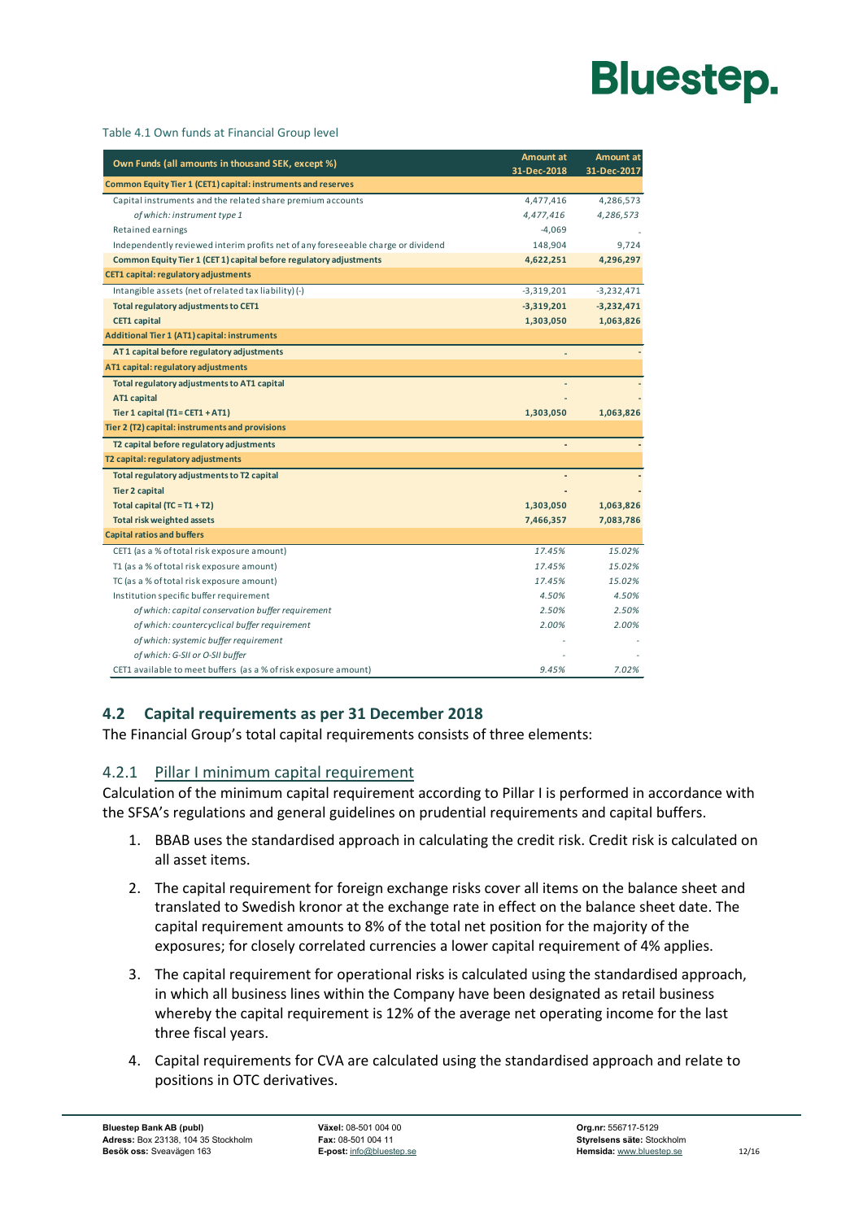Table 4.1 Own funds at Financial Group level

| Own Funds (all amounts in thousand SEK, except %) | Amount at 31-Dec-2018 | Amount at 31-Dec-2017 |
|---|---|---|
| **Common Equity Tier 1 (CET1) capital: instruments and reserves** | | |
| Capital instruments and the related share premium accounts | 4,477,416 | 4,286,573 |
| *of which: instrument type 1* | *4,477,416* | *4,286,573* |
| Retained earnings | -4,069 | - |
| Independently reviewed interim profits net of any foreseeable charge or dividend | 148,904 | 9,724 |
| **Common Equity Tier 1 (CET 1) capital before regulatory adjustments** | **4,622,251** | **4,296,297** |
| **CET1 capital: regulatory adjustments** | | |
| Intangible assets (net of related tax liability) (-) | -3,319,201 | -3,232,471 |
| **Total regulatory adjustments to CET1** | **-3,319,201** | **-3,232,471** |
| **CET1 capital** | **1,303,050** | **1,063,826** |
| **Additional Tier 1 (AT1) capital: instruments** | | |
| **AT 1 capital before regulatory adjustments** | - | - |
| **AT1 capital: regulatory adjustments** | | |
| **Total regulatory adjustments to AT1 capital** | - | - |
| **AT1 capital** | - | - |
| **Tier 1 capital (T1 = CET1 + AT1)** | **1,303,050** | **1,063,826** |
| **Tier 2 (T2) capital: instruments and provisions** | | |
| **T2 capital before regulatory adjustments** | - | - |
| **T2 capital: regulatory adjustments** | | |
| **Total regulatory adjustments to T2 capital** | - | - |
| **Tier 2 capital** | - | - |
| **Total capital (TC = T1 + T2)** | **1,303,050** | **1,063,826** |
| **Total risk weighted assets** | **7,466,357** | **7,083,786** |
| **Capital ratios and buffers** | | |
| CET1 (as a % of total risk exposure amount) | *17.45%* | *15.02%* |
| T1 (as a % of total risk exposure amount) | *17.45%* | *15.02%* |
| TC (as a % of total risk exposure amount) | *17.45%* | *15.02%* |
| Institution specific buffer requirement | *4.50%* | *4.50%* |
| *of which: capital conservation buffer requirement* | *2.50%* | *2.50%* |
| *of which: countercyclical buffer requirement* | *2.00%* | *2.00%* |
| *of which: systemic buffer requirement* | - | - |
| *of which: G-SII or O-SII buffer* | - | - |
| CET1 available to meet buffers (as a % of risk exposure amount) | *9.45%* | *7.02%* |

## 4.2 Capital requirements as per 31 December 2018

The Financial Group's total capital requirements consists of three elements:

### 4.2.1 Pillar I minimum capital requirement

Calculation of the minimum capital requirement according to Pillar I is performed in accordance with the SFSA's regulations and general guidelines on prudential requirements and capital buffers.

1. BBAB uses the standardised approach in calculating the credit risk. Credit risk is calculated on all asset items.
2. The capital requirement for foreign exchange risks cover all items on the balance sheet and translated to Swedish kronor at the exchange rate in effect on the balance sheet date. The capital requirement amounts to 8% of the total net position for the majority of the exposures; for closely correlated currencies a lower capital requirement of 4% applies.
3. The capital requirement for operational risks is calculated using the standardised approach, in which all business lines within the Company have been designated as retail business whereby the capital requirement is 12% of the average net operating income for the last three fiscal years.
4. Capital requirements for CVA are calculated using the standardised approach and relate to positions in OTC derivatives.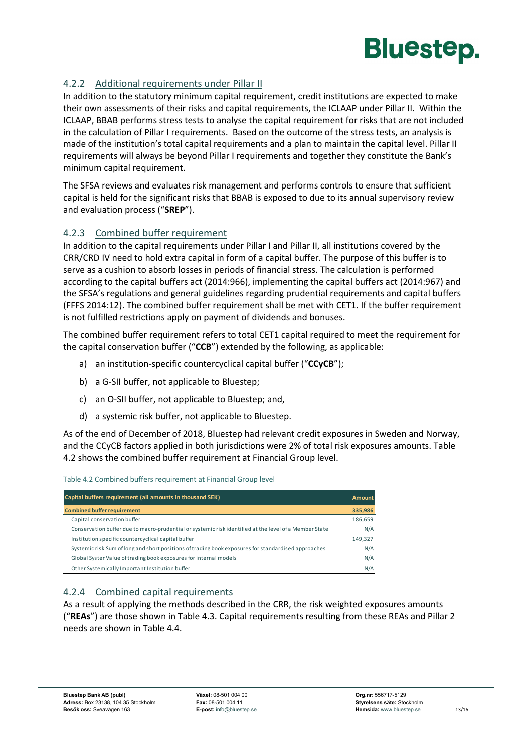### 4.2.2 Additional requirements under Pillar II

In addition to the statutory minimum capital requirement, credit institutions are expected to make their own assessments of their risks and capital requirements, the ICLAAP under Pillar II. Within the ICLAAP, BBAB performs stress tests to analyse the capital requirement for risks that are not included in the calculation of Pillar I requirements. Based on the outcome of the stress tests, an analysis is made of the institution's total capital requirements and a plan to maintain the capital level. Pillar II requirements will always be beyond Pillar I requirements and together they constitute the Bank's minimum capital requirement.

The SFSA reviews and evaluates risk management and performs controls to ensure that sufficient capital is held for the significant risks that BBAB is exposed to due to its annual supervisory review and evaluation process ("**SREP**").

### 4.2.3 Combined buffer requirement

In addition to the capital requirements under Pillar I and Pillar II, all institutions covered by the CRR/CRD IV need to hold extra capital in form of a capital buffer. The purpose of this buffer is to serve as a cushion to absorb losses in periods of financial stress. The calculation is performed according to the capital buffers act (2014:966), implementing the capital buffers act (2014:967) and the SFSA's regulations and general guidelines regarding prudential requirements and capital buffers (FFFS 2014:12). The combined buffer requirement shall be met with CET1. If the buffer requirement is not fulfilled restrictions apply on payment of dividends and bonuses.

The combined buffer requirement refers to total CET1 capital required to meet the requirement for the capital conservation buffer ("**CCB**") extended by the following, as applicable:

a) an institution-specific countercyclical capital buffer ("**CCyCB**");

b) a G-SII buffer, not applicable to Bluestep;

c) an O-SII buffer, not applicable to Bluestep; and,

d) a systemic risk buffer, not applicable to Bluestep.

As of the end of December of 2018, Bluestep had relevant credit exposures in Sweden and Norway, and the CCyCB factors applied in both jurisdictions were 2% of total risk exposures amounts. Table 4.2 shows the combined buffer requirement at Financial Group level.

Table 4.2 Combined buffers requirement at Financial Group level

| Capital buffers requirement (all amounts in thousand SEK) | Amount |
|---|---|
| **Combined buffer requirement** | **335,986** |
| Capital conservation buffer | 186,659 |
| Conservation buffer due to macro-prudential or systemic risk identified at the level of a Member State | N/A |
| Institution specific countercyclical capital buffer | 149,327 |
| Systemic risk Sum of long and short positions of trading book exposures for standardised approaches | N/A |
| Global Syster Value of trading book exposures for internal models | N/A |
| Other Systemically Important Institution buffer | N/A |

### 4.2.4 Combined capital requirements

As a result of applying the methods described in the CRR, the risk weighted exposures amounts ("**REAs**") are those shown in Table 4.3. Capital requirements resulting from these REAs and Pillar 2 needs are shown in Table 4.4.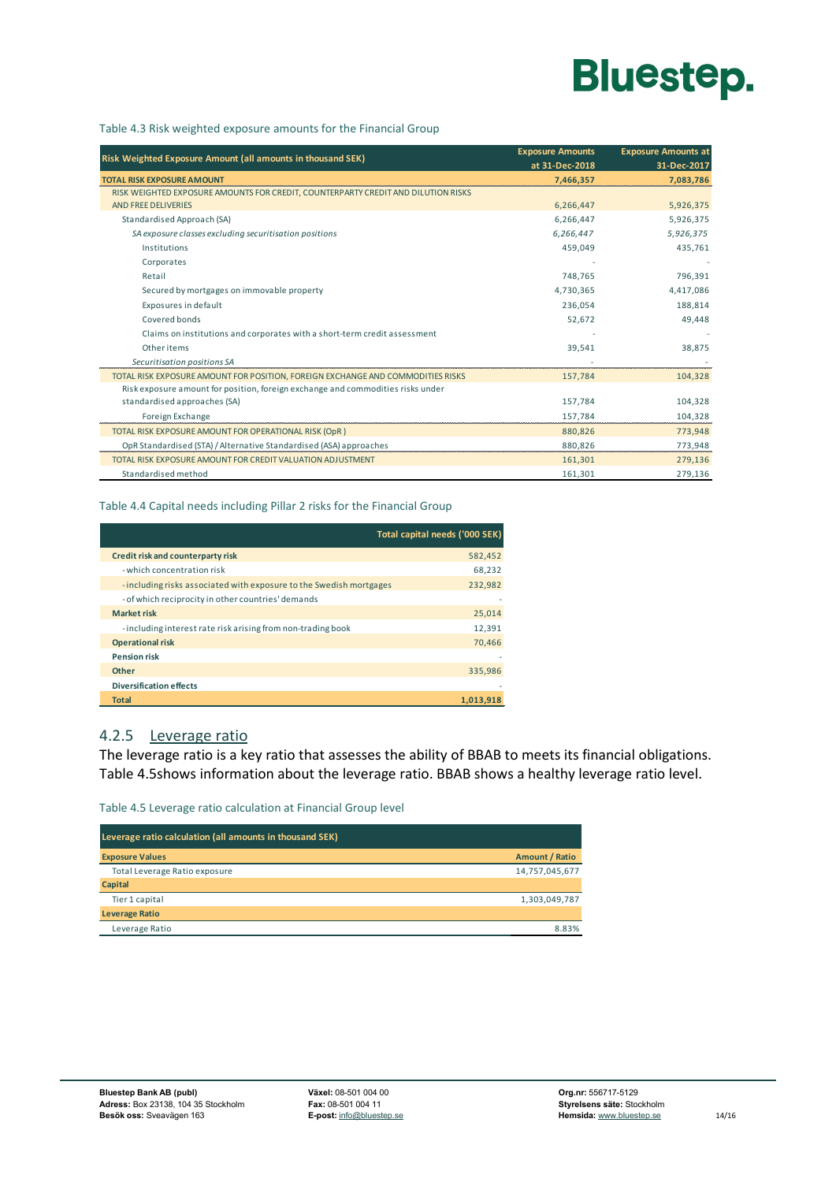Table 4.3 Risk weighted exposure amounts for the Financial Group

| Risk Weighted Exposure Amount (all amounts in thousand SEK) | Exposure Amounts at 31-Dec-2018 | Exposure Amounts at 31-Dec-2017 |
|---|---|---|
| **TOTAL RISK EXPOSURE AMOUNT** | **7,466,357** | **7,083,786** |
| RISK WEIGHTED EXPOSURE AMOUNTS FOR CREDIT, COUNTERPARTY CREDIT AND DILUTION RISKS AND FREE DELIVERIES | 6,266,447 | 5,926,375 |
| Standardised Approach (SA) | 6,266,447 | 5,926,375 |
| *SA exposure classes excluding securitisation positions* | *6,266,447* | *5,926,375* |
| Institutions | 459,049 | 435,761 |
| Corporates | - | - |
| Retail | 748,765 | 796,391 |
| Secured by mortgages on immovable property | 4,730,365 | 4,417,086 |
| Exposures in default | 236,054 | 188,814 |
| Covered bonds | 52,672 | 49,448 |
| Claims on institutions and corporates with a short-term credit assessment | - | - |
| Other items | 39,541 | 38,875 |
| *Securitisation positions SA* | - | - |
| TOTAL RISK EXPOSURE AMOUNT FOR POSITION, FOREIGN EXCHANGE AND COMMODITIES RISKS | 157,784 | 104,328 |
| Risk exposure amount for position, foreign exchange and commodities risks under standardised approaches (SA) | 157,784 | 104,328 |
| Foreign Exchange | 157,784 | 104,328 |
| TOTAL RISK EXPOSURE AMOUNT FOR OPERATIONAL RISK (OpR ) | 880,826 | 773,948 |
| OpR Standardised (STA) / Alternative Standardised (ASA) approaches | 880,826 | 773,948 |
| TOTAL RISK EXPOSURE AMOUNT FOR CREDIT VALUATION ADJUSTMENT | 161,301 | 279,136 |
| Standardised method | 161,301 | 279,136 |

Table 4.4 Capital needs including Pillar 2 risks for the Financial Group

| | Total capital needs ('000 SEK) |
|---|---|
| **Credit risk and counterparty risk** | 582,452 |
| - which concentration risk | 68,232 |
| - including risks associated with exposure to the Swedish mortgages | 232,982 |
| - of which reciprocity in other countries' demands | - |
| **Market risk** | 25,014 |
| - including interest rate risk arising from non-trading book | 12,391 |
| **Operational risk** | 70,466 |
| **Pension risk** | - |
| **Other** | 335,986 |
| **Diversification effects** | - |
| **Total** | **1,013,918** |

### 4.2.5 Leverage ratio

The leverage ratio is a key ratio that assesses the ability of BBAB to meets its financial obligations. Table 4.5shows information about the leverage ratio. BBAB shows a healthy leverage ratio level.

Table 4.5 Leverage ratio calculation at Financial Group level

| Leverage ratio calculation (all amounts in thousand SEK) | |
|---|---|
| **Exposure Values** | **Amount / Ratio** |
| Total Leverage Ratio exposure | 14,757,045,677 |
| **Capital** | |
| Tier 1 capital | 1,303,049,787 |
| **Leverage Ratio** | |
| Leverage Ratio | 8.83% |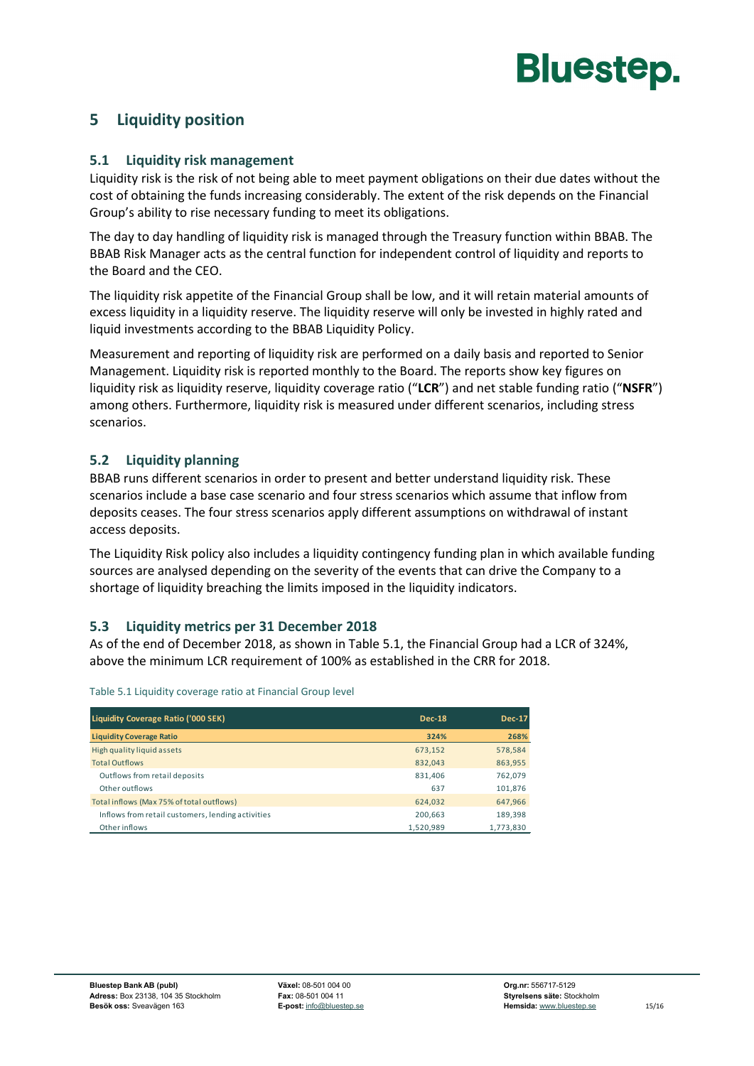## 5 Liquidity position

### 5.1 Liquidity risk management

Liquidity risk is the risk of not being able to meet payment obligations on their due dates without the cost of obtaining the funds increasing considerably. The extent of the risk depends on the Financial Group's ability to rise necessary funding to meet its obligations.

The day to day handling of liquidity risk is managed through the Treasury function within BBAB. The BBAB Risk Manager acts as the central function for independent control of liquidity and reports to the Board and the CEO.

The liquidity risk appetite of the Financial Group shall be low, and it will retain material amounts of excess liquidity in a liquidity reserve. The liquidity reserve will only be invested in highly rated and liquid investments according to the BBAB Liquidity Policy.

Measurement and reporting of liquidity risk are performed on a daily basis and reported to Senior Management. Liquidity risk is reported monthly to the Board. The reports show key figures on liquidity risk as liquidity reserve, liquidity coverage ratio ("**LCR**") and net stable funding ratio ("**NSFR**") among others. Furthermore, liquidity risk is measured under different scenarios, including stress scenarios.

### 5.2 Liquidity planning

BBAB runs different scenarios in order to present and better understand liquidity risk. These scenarios include a base case scenario and four stress scenarios which assume that inflow from deposits ceases. The four stress scenarios apply different assumptions on withdrawal of instant access deposits.

The Liquidity Risk policy also includes a liquidity contingency funding plan in which available funding sources are analysed depending on the severity of the events that can drive the Company to a shortage of liquidity breaching the limits imposed in the liquidity indicators.

### 5.3 Liquidity metrics per 31 December 2018

As of the end of December 2018, as shown in Table 5.1, the Financial Group had a LCR of 324%, above the minimum LCR requirement of 100% as established in the CRR for 2018.

Table 5.1 Liquidity coverage ratio at Financial Group level

| Liquidity Coverage Ratio ('000 SEK) | Dec-18 | Dec-17 |
|---|---|---|
| **Liquidity Coverage Ratio** | **324%** | **268%** |
| High quality liquid assets | 673,152 | 578,584 |
| Total Outflows | 832,043 | 863,955 |
| Outflows from retail deposits | 831,406 | 762,079 |
| Other outflows | 637 | 101,876 |
| Total inflows (Max 75% of total outflows) | 624,032 | 647,966 |
| Inflows from retail customers, lending activities | 200,663 | 189,398 |
| Other inflows | 1,520,989 | 1,773,830 |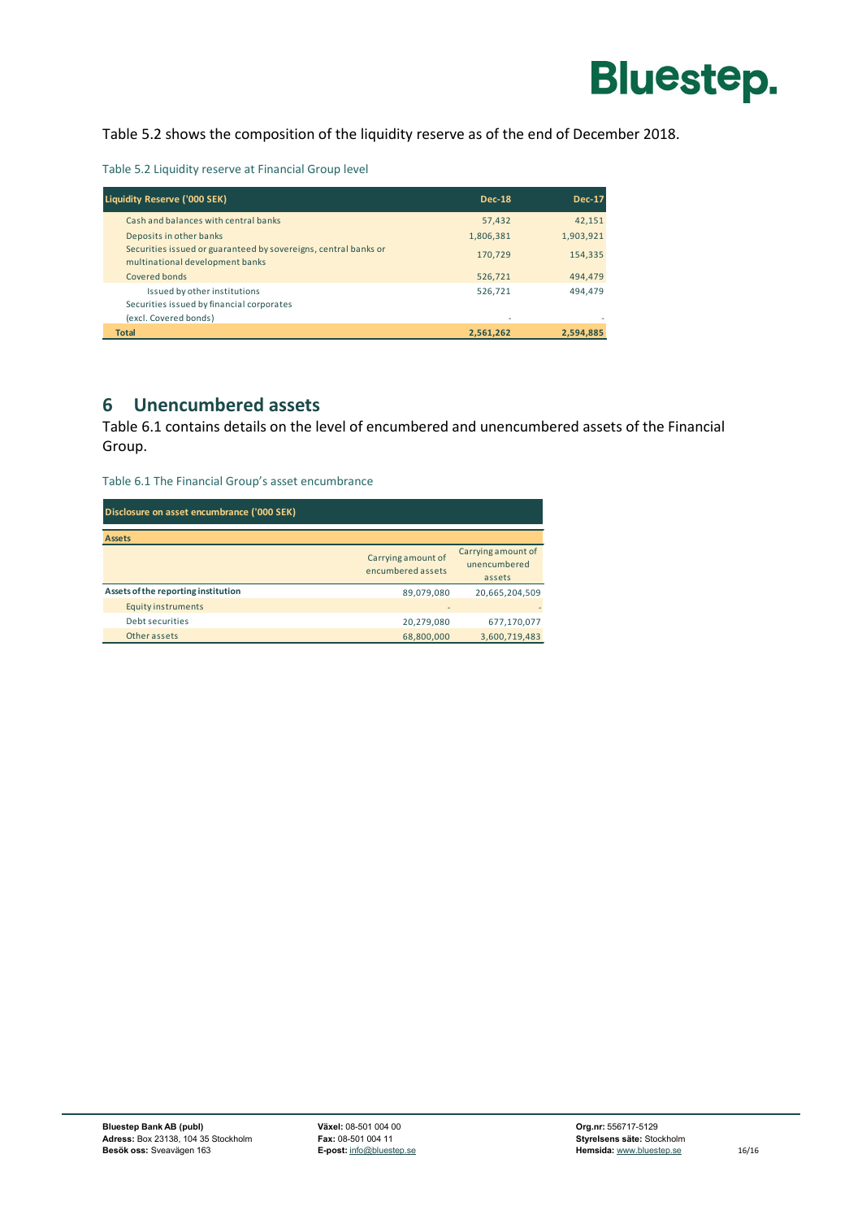Table 5.2 shows the composition of the liquidity reserve as of the end of December 2018.

Table 5.2 Liquidity reserve at Financial Group level

| Liquidity Reserve ('000 SEK) | Dec-18 | Dec-17 |
|---|---|---|
| Cash and balances with central banks | 57,432 | 42,151 |
| Deposits in other banks | 1,806,381 | 1,903,921 |
| Securities issued or guaranteed by sovereigns, central banks or multinational development banks | 170,729 | 154,335 |
| Covered bonds | 526,721 | 494,479 |
| Issued by other institutions | 526,721 | 494,479 |
| Securities issued by financial corporates (excl. Covered bonds) | - | - |
| **Total** | **2,561,262** | **2,594,885** |

## 6 Unencumbered assets

Table 6.1 contains details on the level of encumbered and unencumbered assets of the Financial Group.

Table 6.1 The Financial Group's asset encumbrance

| Disclosure on asset encumbrance ('000 SEK) | | |
|---|---|---|
| **Assets** | | |
| | Carrying amount of encumbered assets | Carrying amount of unencumbered assets |
| **Assets of the reporting institution** | 89,079,080 | 20,665,204,509 |
| Equity instruments | - | - |
| Debt securities | 20,279,080 | 677,170,077 |
| Other assets | 68,800,000 | 3,600,719,483 |

**Bluestep Bank AB (publ)**
**Adress:** Box 23138, 104 35 Stockholm
**Besök oss:** Sveavägen 163

**Växel:** 08-501 004 00
**Fax:** 08-501 004 11
**E-post:** info@bluestep.se

**Org.nr:** 556717-5129
**Styrelsens säte:** Stockholm
**Hemsida:** www.bluestep.se